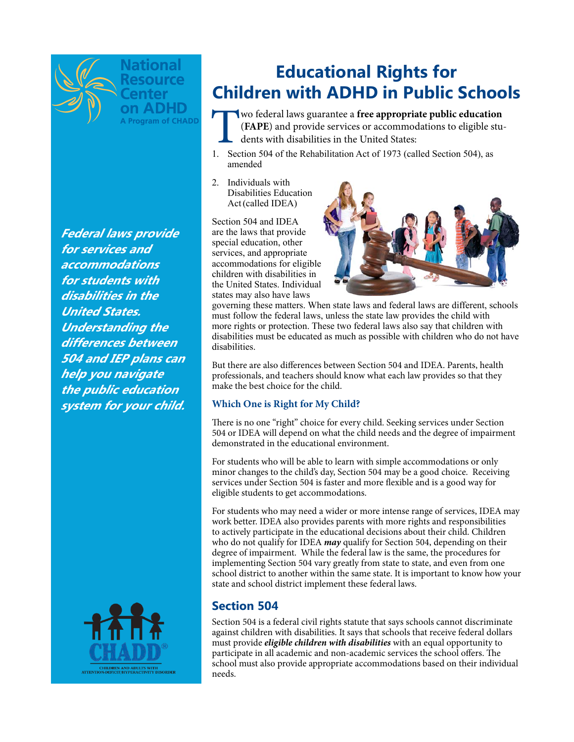National Resource Center on ADHD
A Program of CHADD

# Educational Rights for Children with ADHD in Public Schools

*Federal laws provide for services and accommodations for students with disabilities in the United States. Understanding the differences between 504 and IEP plans can help you navigate the public education system for your child.*

Two federal laws guarantee a **free appropriate public education** (**FAPE**) and provide services or accommodations to eligible students with disabilities in the United States:

1. Section 504 of the Rehabilitation Act of 1973 (called Section 504), as amended
2. Individuals with Disabilities Education Act (called IDEA)

Section 504 and IDEA are the laws that provide special education, other services, and appropriate accommodations for eligible children with disabilities in the United States. Individual states may also have laws governing these matters. When state laws and federal laws are different, schools must follow the federal laws, unless the state law provides the child with more rights or protection. These two federal laws also say that children with disabilities must be educated as much as possible with children who do not have disabilities.

But there are also differences between Section 504 and IDEA. Parents, health professionals, and teachers should know what each law provides so that they make the best choice for the child.

### Which One is Right for My Child?

There is no one "right" choice for every child. Seeking services under Section 504 or IDEA will depend on what the child needs and the degree of impairment demonstrated in the educational environment.

For students who will be able to learn with simple accommodations or only minor changes to the child's day, Section 504 may be a good choice. Receiving services under Section 504 is faster and more flexible and is a good way for eligible students to get accommodations.

For students who may need a wider or more intense range of services, IDEA may work better. IDEA also provides parents with more rights and responsibilities to actively participate in the educational decisions about their child. Children who do not qualify for IDEA ***may*** qualify for Section 504, depending on their degree of impairment. While the federal law is the same, the procedures for implementing Section 504 vary greatly from state to state, and even from one school district to another within the same state. It is important to know how your state and school district implement these federal laws.

## Section 504

Section 504 is a federal civil rights statute that says schools cannot discriminate against children with disabilities. It says that schools that receive federal dollars must provide ***eligible children with disabilities*** with an equal opportunity to participate in all academic and non-academic services the school offers. The school must also provide appropriate accommodations based on their individual needs.

CHADD®
CHILDREN AND ADULTS WITH ATTENTION-DEFICIT/HYPERACTIVITY DISORDER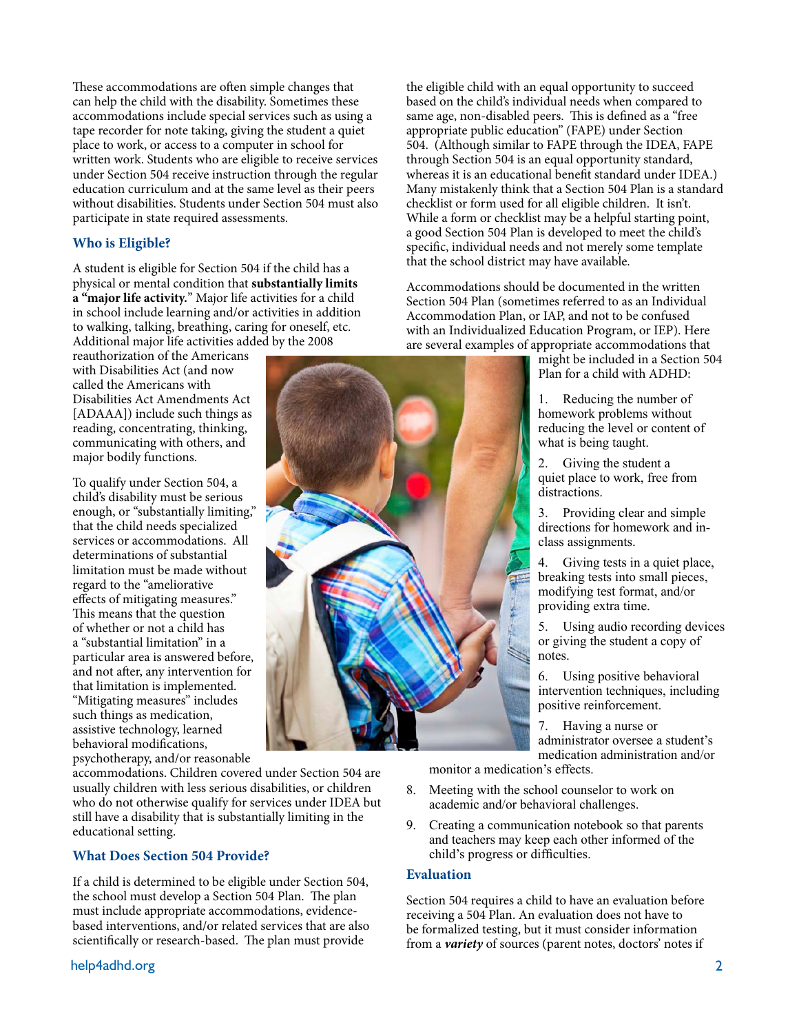These accommodations are often simple changes that can help the child with the disability. Sometimes these accommodations include special services such as using a tape recorder for note taking, giving the student a quiet place to work, or access to a computer in school for written work. Students who are eligible to receive services under Section 504 receive instruction through the regular education curriculum and at the same level as their peers without disabilities. Students under Section 504 must also participate in state required assessments.

### Who is Eligible?

A student is eligible for Section 504 if the child has a physical or mental condition that **substantially limits a "major life activity."** Major life activities for a child in school include learning and/or activities in addition to walking, talking, breathing, caring for oneself, etc. Additional major life activities added by the 2008 reauthorization of the Americans with Disabilities Act (and now called the Americans with Disabilities Act Amendments Act [ADAAA]) include such things as reading, concentrating, thinking, communicating with others, and major bodily functions.

To qualify under Section 504, a child's disability must be serious enough, or "substantially limiting," that the child needs specialized services or accommodations. All determinations of substantial limitation must be made without regard to the "ameliorative effects of mitigating measures." This means that the question of whether or not a child has a "substantial limitation" in a particular area is answered before, and not after, any intervention for that limitation is implemented. "Mitigating measures" includes such things as medication, assistive technology, learned behavioral modifications, psychotherapy, and/or reasonable accommodations. Children covered under Section 504 are usually children with less serious disabilities, or children who do not otherwise qualify for services under IDEA but still have a disability that is substantially limiting in the educational setting.

### What Does Section 504 Provide?

If a child is determined to be eligible under Section 504, the school must develop a Section 504 Plan. The plan must include appropriate accommodations, evidence-based interventions, and/or related services that are also scientifically or research-based. The plan must provide the eligible child with an equal opportunity to succeed based on the child's individual needs when compared to same age, non-disabled peers. This is defined as a "free appropriate public education" (FAPE) under Section 504. (Although similar to FAPE through the IDEA, FAPE through Section 504 is an equal opportunity standard, whereas it is an educational benefit standard under IDEA.) Many mistakenly think that a Section 504 Plan is a standard checklist or form used for all eligible children. It isn't. While a form or checklist may be a helpful starting point, a good Section 504 Plan is developed to meet the child's specific, individual needs and not merely some template that the school district may have available.

Accommodations should be documented in the written Section 504 Plan (sometimes referred to as an Individual Accommodation Plan, or IAP, and not to be confused with an Individualized Education Program, or IEP). Here are several examples of appropriate accommodations that might be included in a Section 504 Plan for a child with ADHD:

1. Reducing the number of homework problems without reducing the level or content of what is being taught.
2. Giving the student a quiet place to work, free from distractions.
3. Providing clear and simple directions for homework and in-class assignments.
4. Giving tests in a quiet place, breaking tests into small pieces, modifying test format, and/or providing extra time.
5. Using audio recording devices or giving the student a copy of notes.
6. Using positive behavioral intervention techniques, including positive reinforcement.
7. Having a nurse or administrator oversee a student's medication administration and/or monitor a medication's effects.
8. Meeting with the school counselor to work on academic and/or behavioral challenges.
9. Creating a communication notebook so that parents and teachers may keep each other informed of the child's progress or difficulties.

### Evaluation

Section 504 requires a child to have an evaluation before receiving a 504 Plan. An evaluation does not have to be formalized testing, but it must consider information from a ***variety*** of sources (parent notes, doctors' notes if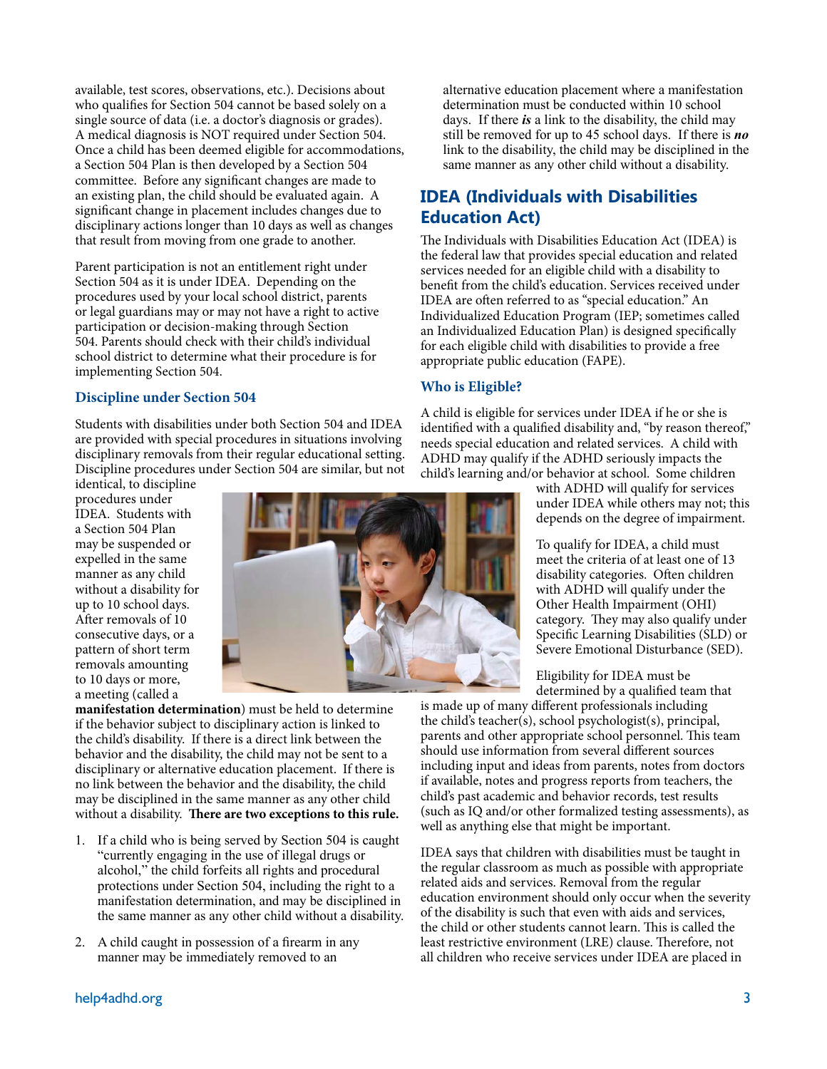available, test scores, observations, etc.). Decisions about who qualifies for Section 504 cannot be based solely on a single source of data (i.e. a doctor's diagnosis or grades). A medical diagnosis is NOT required under Section 504. Once a child has been deemed eligible for accommodations, a Section 504 Plan is then developed by a Section 504 committee. Before any significant changes are made to an existing plan, the child should be evaluated again. A significant change in placement includes changes due to disciplinary actions longer than 10 days as well as changes that result from moving from one grade to another.

Parent participation is not an entitlement right under Section 504 as it is under IDEA. Depending on the procedures used by your local school district, parents or legal guardians may or may not have a right to active participation or decision-making through Section 504. Parents should check with their child's individual school district to determine what their procedure is for implementing Section 504.

### Discipline under Section 504

Students with disabilities under both Section 504 and IDEA are provided with special procedures in situations involving disciplinary removals from their regular educational setting. Discipline procedures under Section 504 are similar, but not identical, to discipline procedures under IDEA. Students with a Section 504 Plan may be suspended or expelled in the same manner as any child without a disability for up to 10 school days. After removals of 10 consecutive days, or a pattern of short term removals amounting to 10 days or more, a meeting (called a **manifestation determination**) must be held to determine if the behavior subject to disciplinary action is linked to the child's disability. If there is a direct link between the behavior and the disability, the child may not be sent to a disciplinary or alternative education placement. If there is no link between the behavior and the disability, the child may be disciplined in the same manner as any other child without a disability. **There are two exceptions to this rule.**

1. If a child who is being served by Section 504 is caught "currently engaging in the use of illegal drugs or alcohol," the child forfeits all rights and procedural protections under Section 504, including the right to a manifestation determination, and may be disciplined in the same manner as any other child without a disability.
2. A child caught in possession of a firearm in any manner may be immediately removed to an alternative education placement where a manifestation determination must be conducted within 10 school days. If there ***is*** a link to the disability, the child may still be removed for up to 45 school days. If there is ***no*** link to the disability, the child may be disciplined in the same manner as any other child without a disability.

## IDEA (Individuals with Disabilities Education Act)

The Individuals with Disabilities Education Act (IDEA) is the federal law that provides special education and related services needed for an eligible child with a disability to benefit from the child's education. Services received under IDEA are often referred to as "special education." An Individualized Education Program (IEP; sometimes called an Individualized Education Plan) is designed specifically for each eligible child with disabilities to provide a free appropriate public education (FAPE).

### Who is Eligible?

A child is eligible for services under IDEA if he or she is identified with a qualified disability and, "by reason thereof," needs special education and related services. A child with ADHD may qualify if the ADHD seriously impacts the child's learning and/or behavior at school. Some children with ADHD will qualify for services under IDEA while others may not; this depends on the degree of impairment.

To qualify for IDEA, a child must meet the criteria of at least one of 13 disability categories. Often children with ADHD will qualify under the Other Health Impairment (OHI) category. They may also qualify under Specific Learning Disabilities (SLD) or Severe Emotional Disturbance (SED).

Eligibility for IDEA must be determined by a qualified team that is made up of many different professionals including the child's teacher(s), school psychologist(s), principal, parents and other appropriate school personnel. This team should use information from several different sources including input and ideas from parents, notes from doctors if available, notes and progress reports from teachers, the child's past academic and behavior records, test results (such as IQ and/or other formalized testing assessments), as well as anything else that might be important.

IDEA says that children with disabilities must be taught in the regular classroom as much as possible with appropriate related aids and services. Removal from the regular education environment should only occur when the severity of the disability is such that even with aids and services, the child or other students cannot learn. This is called the least restrictive environment (LRE) clause. Therefore, not all children who receive services under IDEA are placed in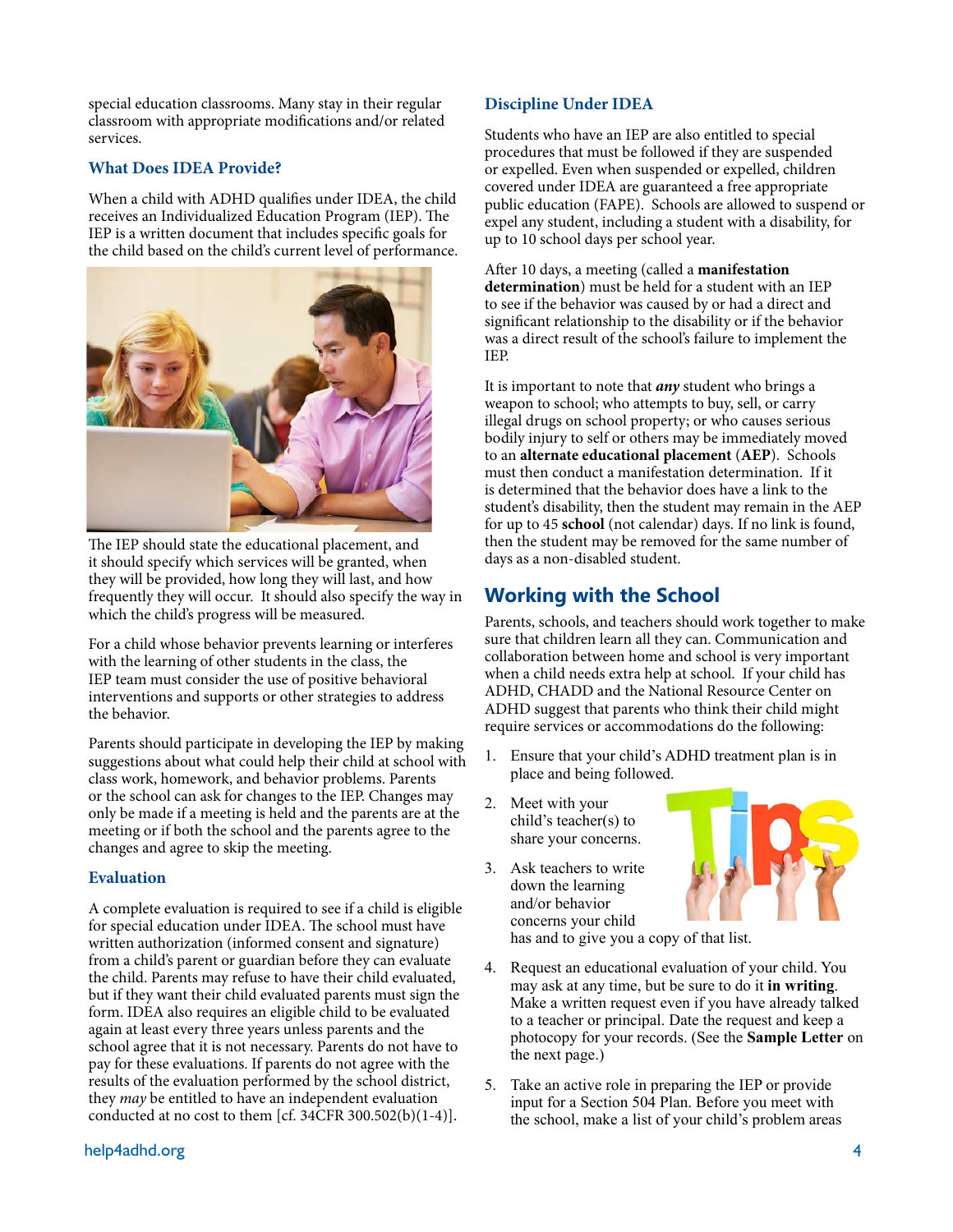special education classrooms. Many stay in their regular classroom with appropriate modifications and/or related services.

### What Does IDEA Provide?

When a child with ADHD qualifies under IDEA, the child receives an Individualized Education Program (IEP). The IEP is a written document that includes specific goals for the child based on the child's current level of performance.

The IEP should state the educational placement, and it should specify which services will be granted, when they will be provided, how long they will last, and how frequently they will occur. It should also specify the way in which the child's progress will be measured.

For a child whose behavior prevents learning or interferes with the learning of other students in the class, the IEP team must consider the use of positive behavioral interventions and supports or other strategies to address the behavior.

Parents should participate in developing the IEP by making suggestions about what could help their child at school with class work, homework, and behavior problems. Parents or the school can ask for changes to the IEP. Changes may only be made if a meeting is held and the parents are at the meeting or if both the school and the parents agree to the changes and agree to skip the meeting.

### Evaluation

A complete evaluation is required to see if a child is eligible for special education under IDEA. The school must have written authorization (informed consent and signature) from a child's parent or guardian before they can evaluate the child. Parents may refuse to have their child evaluated, but if they want their child evaluated parents must sign the form. IDEA also requires an eligible child to be evaluated again at least every three years unless parents and the school agree that it is not necessary. Parents do not have to pay for these evaluations. If parents do not agree with the results of the evaluation performed by the school district, they *may* be entitled to have an independent evaluation conducted at no cost to them [cf. 34CFR 300.502(b)(1-4)].

### Discipline Under IDEA

Students who have an IEP are also entitled to special procedures that must be followed if they are suspended or expelled. Even when suspended or expelled, children covered under IDEA are guaranteed a free appropriate public education (FAPE). Schools are allowed to suspend or expel any student, including a student with a disability, for up to 10 school days per school year.

After 10 days, a meeting (called a **manifestation determination**) must be held for a student with an IEP to see if the behavior was caused by or had a direct and significant relationship to the disability or if the behavior was a direct result of the school's failure to implement the IEP.

It is important to note that ***any*** student who brings a weapon to school; who attempts to buy, sell, or carry illegal drugs on school property; or who causes serious bodily injury to self or others may be immediately moved to an **alternate educational placement** (**AEP**). Schools must then conduct a manifestation determination. If it is determined that the behavior does have a link to the student's disability, then the student may remain in the AEP for up to 45 **school** (not calendar) days. If no link is found, then the student may be removed for the same number of days as a non-disabled student.

## Working with the School

Parents, schools, and teachers should work together to make sure that children learn all they can. Communication and collaboration between home and school is very important when a child needs extra help at school. If your child has ADHD, CHADD and the National Resource Center on ADHD suggest that parents who think their child might require services or accommodations do the following:

1. Ensure that your child's ADHD treatment plan is in place and being followed.
2. Meet with your child's teacher(s) to share your concerns.
3. Ask teachers to write down the learning and/or behavior concerns your child has and to give you a copy of that list.
4. Request an educational evaluation of your child. You may ask at any time, but be sure to do it **in writing**. Make a written request even if you have already talked to a teacher or principal. Date the request and keep a photocopy for your records. (See the **Sample Letter** on the next page.)
5. Take an active role in preparing the IEP or provide input for a Section 504 Plan. Before you meet with the school, make a list of your child's problem areas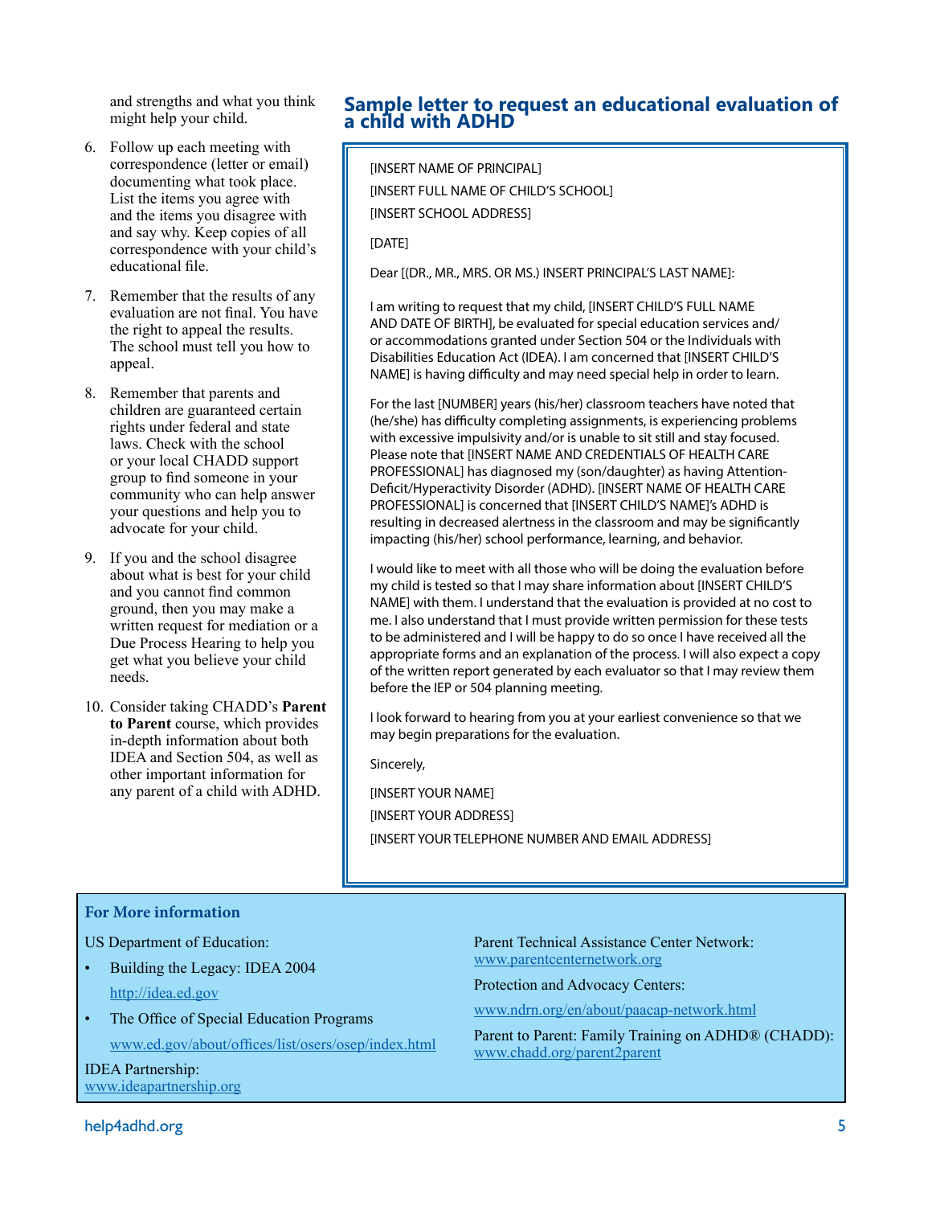and strengths and what you think might help your child.

6. Follow up each meeting with correspondence (letter or email) documenting what took place. List the items you agree with and the items you disagree with and say why. Keep copies of all correspondence with your child's educational file.

7. Remember that the results of any evaluation are not final. You have the right to appeal the results. The school must tell you how to appeal.

8. Remember that parents and children are guaranteed certain rights under federal and state laws. Check with the school or your local CHADD support group to find someone in your community who can help answer your questions and help you to advocate for your child.

9. If you and the school disagree about what is best for your child and you cannot find common ground, then you may make a written request for mediation or a Due Process Hearing to help you get what you believe your child needs.

10. Consider taking CHADD's **Parent to Parent** course, which provides in-depth information about both IDEA and Section 504, as well as other important information for any parent of a child with ADHD.

## Sample letter to request an educational evaluation of a child with ADHD

[INSERT NAME OF PRINCIPAL]
[INSERT FULL NAME OF CHILD'S SCHOOL]
[INSERT SCHOOL ADDRESS]

[DATE]

Dear [(DR., MR., MRS. OR MS.) INSERT PRINCIPAL'S LAST NAME]:

I am writing to request that my child, [INSERT CHILD'S FULL NAME AND DATE OF BIRTH], be evaluated for special education services and/or accommodations granted under Section 504 or the Individuals with Disabilities Education Act (IDEA). I am concerned that [INSERT CHILD'S NAME] is having difficulty and may need special help in order to learn.

For the last [NUMBER] years (his/her) classroom teachers have noted that (he/she) has difficulty completing assignments, is experiencing problems with excessive impulsivity and/or is unable to sit still and stay focused. Please note that [INSERT NAME AND CREDENTIALS OF HEALTH CARE PROFESSIONAL] has diagnosed my (son/daughter) as having Attention-Deficit/Hyperactivity Disorder (ADHD). [INSERT NAME OF HEALTH CARE PROFESSIONAL] is concerned that [INSERT CHILD'S NAME]'s ADHD is resulting in decreased alertness in the classroom and may be significantly impacting (his/her) school performance, learning, and behavior.

I would like to meet with all those who will be doing the evaluation before my child is tested so that I may share information about [INSERT CHILD'S NAME] with them. I understand that the evaluation is provided at no cost to me. I also understand that I must provide written permission for these tests to be administered and I will be happy to do so once I have received all the appropriate forms and an explanation of the process. I will also expect a copy of the written report generated by each evaluator so that I may review them before the IEP or 504 planning meeting.

I look forward to hearing from you at your earliest convenience so that we may begin preparations for the evaluation.

Sincerely,

[INSERT YOUR NAME]
[INSERT YOUR ADDRESS]
[INSERT YOUR TELEPHONE NUMBER AND EMAIL ADDRESS]

### For More information

US Department of Education:

- Building the Legacy: IDEA 2004
  http://idea.ed.gov
- The Office of Special Education Programs
  www.ed.gov/about/offices/list/osers/osep/index.html

IDEA Partnership:
www.ideapartnership.org

Parent Technical Assistance Center Network:
www.parentcenternetwork.org

Protection and Advocacy Centers:
www.ndrn.org/en/about/paacap-network.html

Parent to Parent: Family Training on ADHD® (CHADD):
www.chadd.org/parent2parent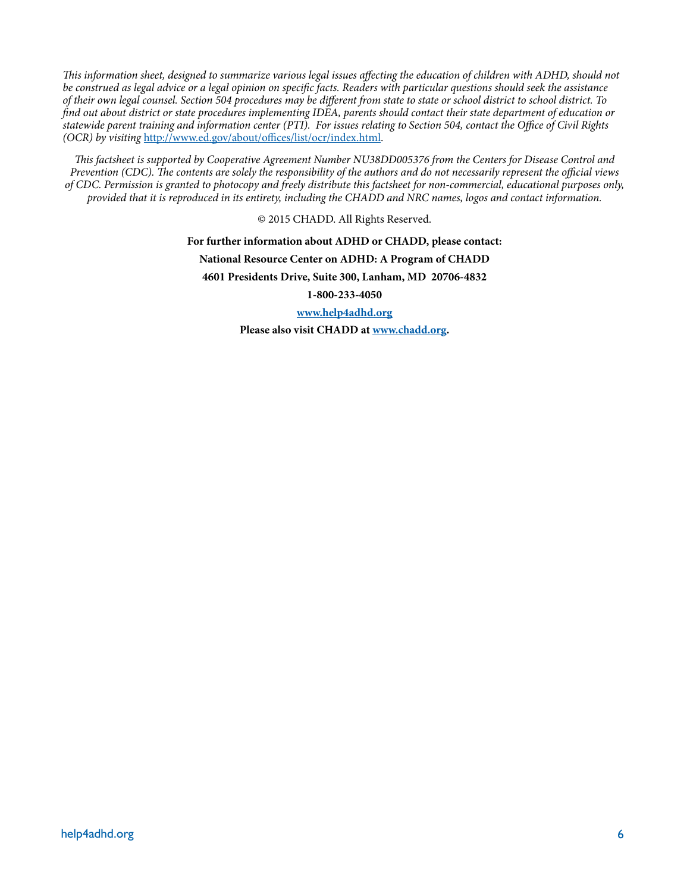*This information sheet, designed to summarize various legal issues affecting the education of children with ADHD, should not be construed as legal advice or a legal opinion on specific facts. Readers with particular questions should seek the assistance of their own legal counsel. Section 504 procedures may be different from state to state or school district to school district. To find out about district or state procedures implementing IDEA, parents should contact their state department of education or statewide parent training and information center (PTI). For issues relating to Section 504, contact the Office of Civil Rights (OCR) by visiting* [http://www.ed.gov/about/offices/list/ocr/index.html](http://www.ed.gov/about/offices/list/ocr/index.html).

*This factsheet is supported by Cooperative Agreement Number NU38DD005376 from the Centers for Disease Control and Prevention (CDC). The contents are solely the responsibility of the authors and do not necessarily represent the official views of CDC. Permission is granted to photocopy and freely distribute this factsheet for non-commercial, educational purposes only, provided that it is reproduced in its entirety, including the CHADD and NRC names, logos and contact information.*

© 2015 CHADD. All Rights Reserved.

**For further information about ADHD or CHADD, please contact:**

**National Resource Center on ADHD: A Program of CHADD**

**4601 Presidents Drive, Suite 300, Lanham, MD 20706-4832**

**1-800-233-4050**

**[www.help4adhd.org](http://www.help4adhd.org)**

**Please also visit CHADD at [www.chadd.org](http://www.chadd.org).**